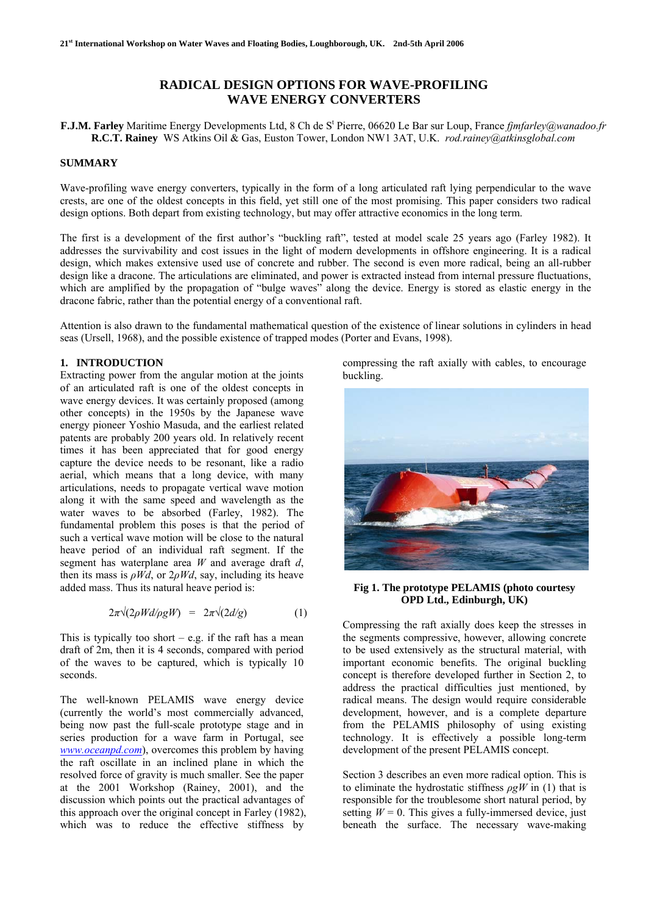# RADICAL DESIGN OPTIONS FOR WAVE-PROFILING WAVE ENERGY CONVERTERS

**F.J.M. Farley** Maritime Energy Developments Ltd, 8 Ch de St Pierre, 06620 Le Bar sur Loup, France *fjmfarley@wanadoo.fr*
**R.C.T. Rainey** WS Atkins Oil & Gas, Euston Tower, London NW1 3AT, U.K. *rod.rainey@atkinsglobal.com*

## SUMMARY

Wave-profiling wave energy converters, typically in the form of a long articulated raft lying perpendicular to the wave crests, are one of the oldest concepts in this field, yet still one of the most promising. This paper considers two radical design options. Both depart from existing technology, but may offer attractive economics in the long term.

The first is a development of the first author's "buckling raft", tested at model scale 25 years ago (Farley 1982). It addresses the survivability and cost issues in the light of modern developments in offshore engineering. It is a radical design, which makes extensive used use of concrete and rubber. The second is even more radical, being an all-rubber design like a dracone. The articulations are eliminated, and power is extracted instead from internal pressure fluctuations, which are amplified by the propagation of "bulge waves" along the device. Energy is stored as elastic energy in the dracone fabric, rather than the potential energy of a conventional raft.

Attention is also drawn to the fundamental mathematical question of the existence of linear solutions in cylinders in head seas (Ursell, 1968), and the possible existence of trapped modes (Porter and Evans, 1998).

## 1. INTRODUCTION

Extracting power from the angular motion at the joints of an articulated raft is one of the oldest concepts in wave energy devices. It was certainly proposed (among other concepts) in the 1950s by the Japanese wave energy pioneer Yoshio Masuda, and the earliest related patents are probably 200 years old. In relatively recent times it has been appreciated that for good energy capture the device needs to be resonant, like a radio aerial, which means that a long device, with many articulations, needs to propagate vertical wave motion along it with the same speed and wavelength as the water waves to be absorbed (Farley, 1982). The fundamental problem this poses is that the period of such a vertical wave motion will be close to the natural heave period of an individual raft segment. If the segment has waterplane area $W$ and average draft $d$, then its mass is $\rho Wd$, or $2\rho Wd$, say, including its heave added mass. Thus its natural heave period is:

$$2\pi\sqrt{(2\rho Wd/\rho gW)} \;=\; 2\pi\sqrt{(2d/g)} \qquad (1)$$

This is typically too short – e.g. if the raft has a mean draft of 2m, then it is 4 seconds, compared with period of the waves to be captured, which is typically 10 seconds.

The well-known PELAMIS wave energy device (currently the world's most commercially advanced, being now past the full-scale prototype stage and in series production for a wave farm in Portugal, see *www.oceanpd.com*), overcomes this problem by having the raft oscillate in an inclined plane in which the resolved force of gravity is much smaller. See the paper at the 2001 Workshop (Rainey, 2001), and the discussion which points out the practical advantages of this approach over the original concept in Farley (1982), which was to reduce the effective stiffness by compressing the raft axially with cables, to encourage buckling.

**Fig 1. The prototype PELAMIS (photo courtesy OPD Ltd., Edinburgh, UK)**

Compressing the raft axially does keep the stresses in the segments compressive, however, allowing concrete to be used extensively as the structural material, with important economic benefits. The original buckling concept is therefore developed further in Section 2, to address the practical difficulties just mentioned, by radical means. The design would require considerable development, however, and is a complete departure from the PELAMIS philosophy of using existing technology. It is effectively a possible long-term development of the present PELAMIS concept.

Section 3 describes an even more radical option. This is to eliminate the hydrostatic stiffness $\rho gW$ in (1) that is responsible for the troublesome short natural period, by setting $W = 0$. This gives a fully-immersed device, just beneath the surface. The necessary wave-making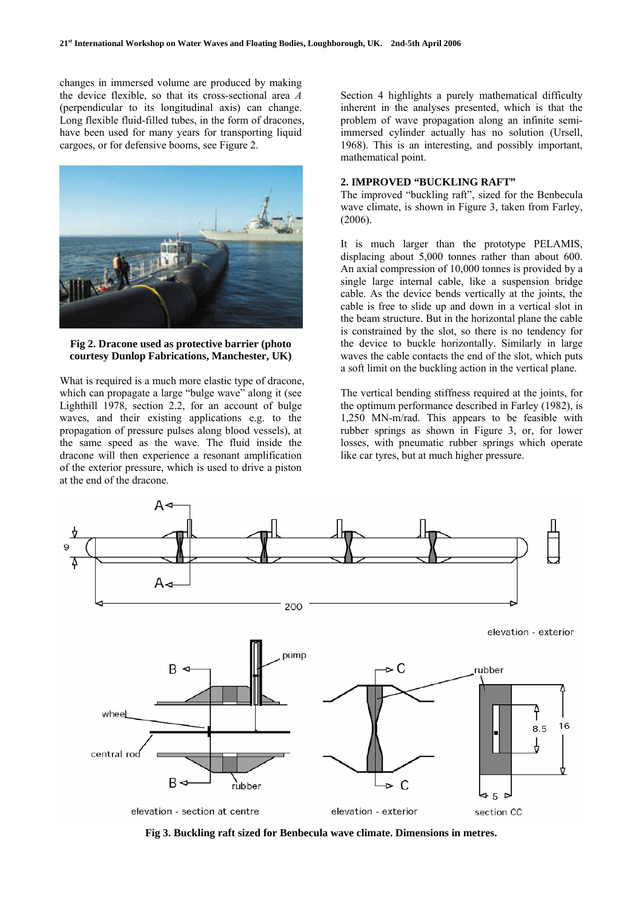changes in immersed volume are produced by making the device flexible, so that its cross-sectional area $A$ (perpendicular to its longitudinal axis) can change. Long flexible fluid-filled tubes, in the form of dracones, have been used for many years for transporting liquid cargoes, or for defensive booms, see Figure 2.

**Fig 2. Dracone used as protective barrier (photo courtesy Dunlop Fabrications, Manchester, UK)**

What is required is a much more elastic type of dracone, which can propagate a large "bulge wave" along it (see Lighthill 1978, section 2.2, for an account of bulge waves, and their existing applications e.g. to the propagation of pressure pulses along blood vessels), at the same speed as the wave. The fluid inside the dracone will then experience a resonant amplification of the exterior pressure, which is used to drive a piston at the end of the dracone.

Section 4 highlights a purely mathematical difficulty inherent in the analyses presented, which is that the problem of wave propagation along an infinite semi-immersed cylinder actually has no solution (Ursell, 1968). This is an interesting, and possibly important, mathematical point.

## 2. IMPROVED "BUCKLING RAFT"

The improved "buckling raft", sized for the Benbecula wave climate, is shown in Figure 3, taken from Farley, (2006).

It is much larger than the prototype PELAMIS, displacing about 5,000 tonnes rather than about 600. An axial compression of 10,000 tonnes is provided by a single large internal cable, like a suspension bridge cable. As the device bends vertically at the joints, the cable is free to slide up and down in a vertical slot in the beam structure. But in the horizontal plane the cable is constrained by the slot, so there is no tendency for the device to buckle horizontally. Similarly in large waves the cable contacts the end of the slot, which puts a soft limit on the buckling action in the vertical plane.

The vertical bending stiffness required at the joints, for the optimum performance described in Farley (1982), is 1,250 MN-m/rad. This appears to be feasible with rubber springs as shown in Figure 3, or, for lower losses, with pneumatic rubber springs which operate like car tyres, but at much higher pressure.

**Fig 3. Buckling raft sized for Benbecula wave climate. Dimensions in metres.**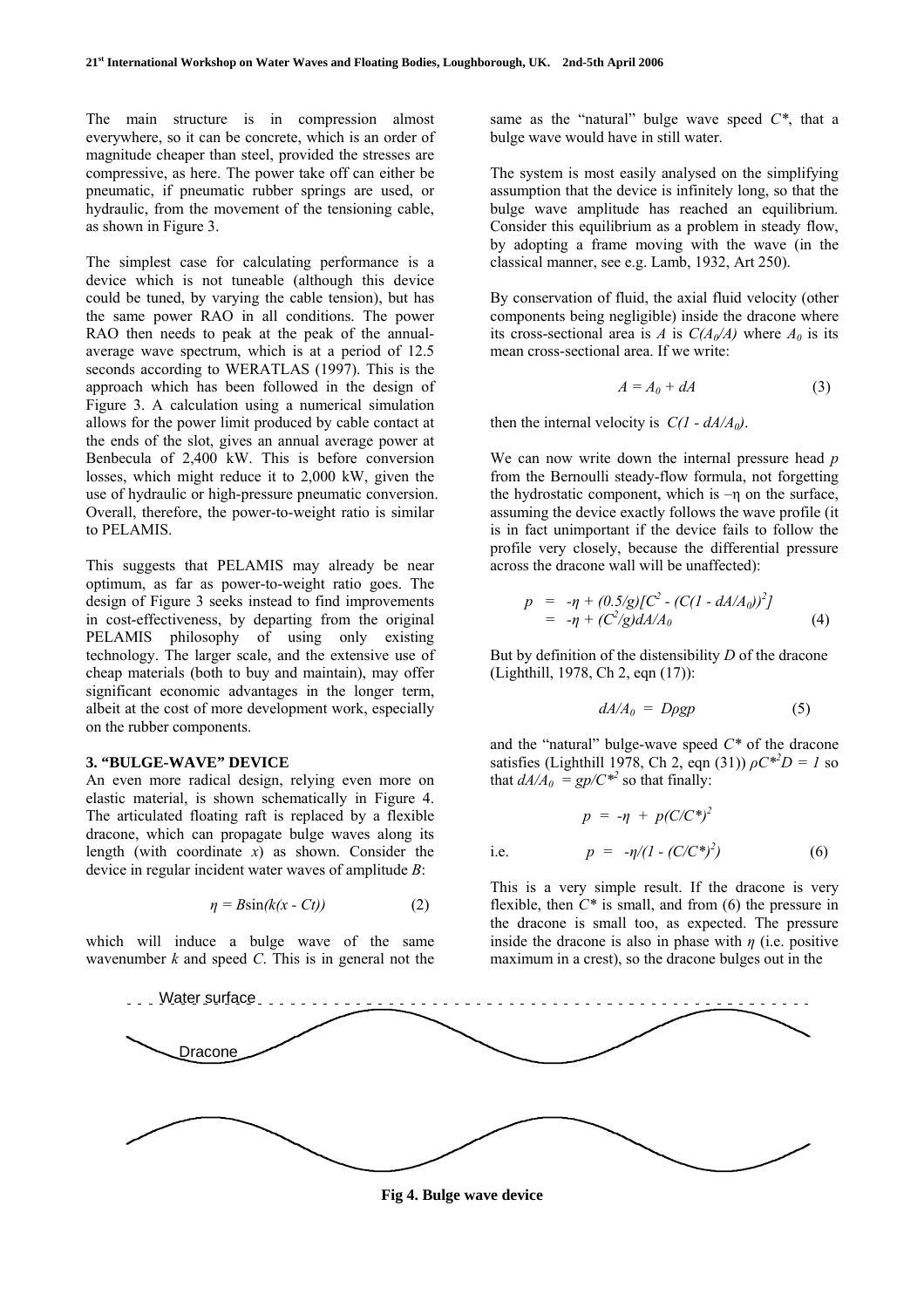The main structure is in compression almost everywhere, so it can be concrete, which is an order of magnitude cheaper than steel, provided the stresses are compressive, as here. The power take off can either be pneumatic, if pneumatic rubber springs are used, or hydraulic, from the movement of the tensioning cable, as shown in Figure 3.

The simplest case for calculating performance is a device which is not tuneable (although this device could be tuned, by varying the cable tension), but has the same power RAO in all conditions. The power RAO then needs to peak at the peak of the annual-average wave spectrum, which is at a period of 12.5 seconds according to WERATLAS (1997). This is the approach which has been followed in the design of Figure 3. A calculation using a numerical simulation allows for the power limit produced by cable contact at the ends of the slot, gives an annual average power at Benbecula of 2,400 kW. This is before conversion losses, which might reduce it to 2,000 kW, given the use of hydraulic or high-pressure pneumatic conversion. Overall, therefore, the power-to-weight ratio is similar to PELAMIS.

This suggests that PELAMIS may already be near optimum, as far as power-to-weight ratio goes. The design of Figure 3 seeks instead to find improvements in cost-effectiveness, by departing from the original PELAMIS philosophy of using only existing technology. The larger scale, and the extensive use of cheap materials (both to buy and maintain), may offer significant economic advantages in the longer term, albeit at the cost of more development work, especially on the rubber components.

## 3. "BULGE-WAVE" DEVICE

An even more radical design, relying even more on elastic material, is shown schematically in Figure 4. The articulated floating raft is replaced by a flexible dracone, which can propagate bulge waves along its length (with coordinate $x$) as shown. Consider the device in regular incident water waves of amplitude $B$:

$$\eta = B\sin(k(x - Ct)) \qquad (2)$$

which will induce a bulge wave of the same wavenumber $k$ and speed $C$. This is in general not the same as the "natural" bulge wave speed $C^*$, that a bulge wave would have in still water.

The system is most easily analysed on the simplifying assumption that the device is infinitely long, so that the bulge wave amplitude has reached an equilibrium. Consider this equilibrium as a problem in steady flow, by adopting a frame moving with the wave (in the classical manner, see e.g. Lamb, 1932, Art 250).

By conservation of fluid, the axial fluid velocity (other components being negligible) inside the dracone where its cross-sectional area is $A$ is $C(A_0/A)$ where $A_0$ is its mean cross-sectional area. If we write:

$$A = A_0 + dA \qquad (3)$$

then the internal velocity is $C(1 - dA/A_0)$.

We can now write down the internal pressure head $p$ from the Bernoulli steady-flow formula, not forgetting the hydrostatic component, which is $-\eta$ on the surface, assuming the device exactly follows the wave profile (it is in fact unimportant if the device fails to follow the profile very closely, because the differential pressure across the dracone wall will be unaffected):

$$\begin{aligned} p &= -\eta + (0.5/g)[C^2 - (C(1 - dA/A_0))^2] \\ &= -\eta + (C^2/g)dA/A_0 \end{aligned} \qquad (4)$$

But by definition of the distensibility $D$ of the dracone (Lighthill, 1978, Ch 2, eqn (17)):

$$dA/A_0 = D\rho g p \qquad (5)$$

and the "natural" bulge-wave speed $C^*$ of the dracone satisfies (Lighthill 1978, Ch 2, eqn (31)) $\rho C^{*2}D = 1$ so that $dA/A_0 = gp/C^{*2}$ so that finally:

$$p = -\eta + p(C/C^*)^2$$

i.e.

$$p = -\eta/(1 - (C/C^*)^2) \qquad (6)$$

This is a very simple result. If the dracone is very flexible, then $C^*$ is small, and from (6) the pressure in the dracone is small too, as expected. The pressure inside the dracone is also in phase with $\eta$ (i.e. positive maximum in a crest), so the dracone bulges out in the

Water surface

Dracone

**Fig 4. Bulge wave device**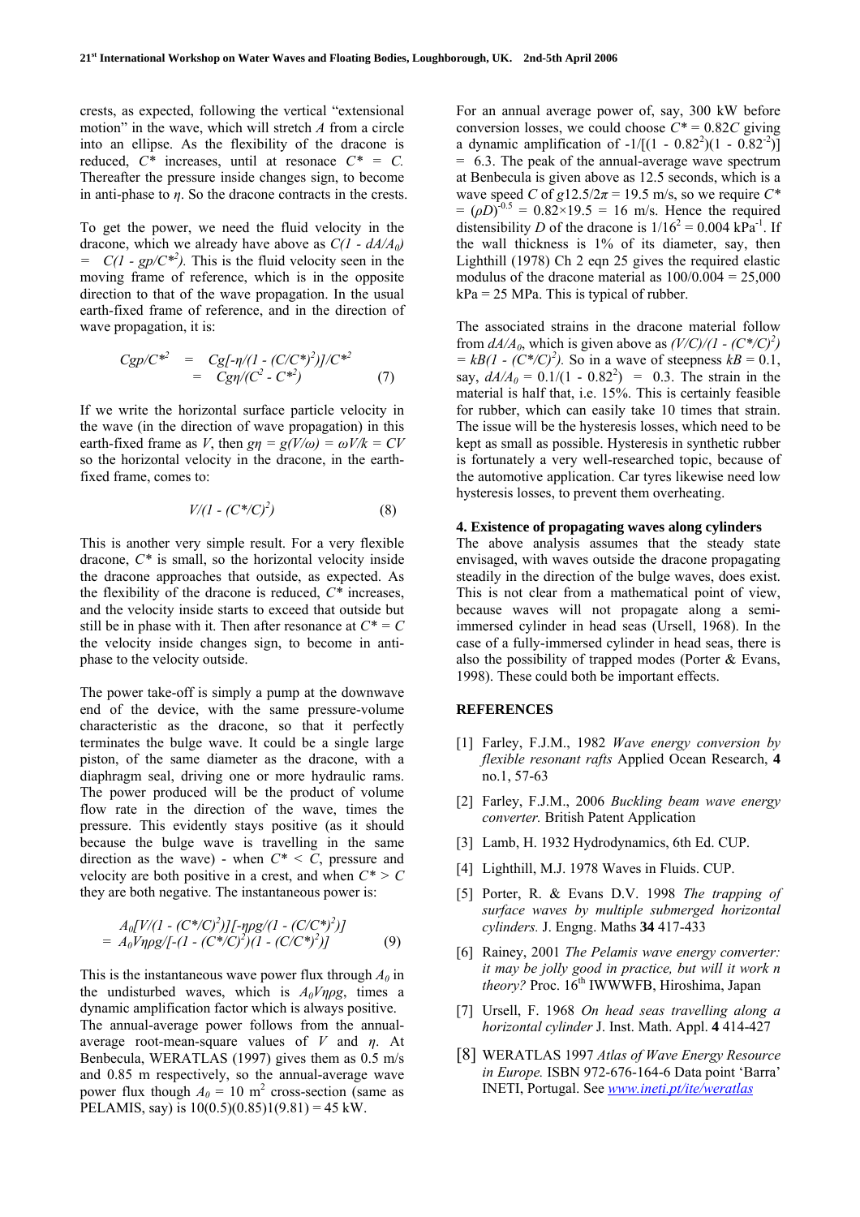crests, as expected, following the vertical "extensional motion" in the wave, which will stretch $A$ from a circle into an ellipse. As the flexibility of the dracone is reduced, $C^*$ increases, until at resonance $C^* = C$. Thereafter the pressure inside changes sign, to become in anti-phase to $\eta$. So the dracone contracts in the crests.

To get the power, we need the fluid velocity in the dracone, which we already have above as $C(1 - dA/A_0) = C(1 - gp/C^{*2})$. This is the fluid velocity seen in the moving frame of reference, which is in the opposite direction to that of the wave propagation. In the usual earth-fixed frame of reference, and in the direction of wave propagation, it is:

$$
\begin{aligned}
Cgp/C^{*2} &= Cg[-\eta/(1 - (C/C^*)^2)]/C^{*2} \\
&= Cg\eta/(C^2 - C^{*2}) \qquad (7)
\end{aligned}
$$

If we write the horizontal surface particle velocity in the wave (in the direction of wave propagation) in this earth-fixed frame as $V$, then $g\eta = g(V/\omega) = \omega V/k = CV$ so the horizontal velocity in the dracone, in the earth-fixed frame, comes to:

$$
V/(1 - (C^*/C)^2) \qquad (8)
$$

This is another very simple result. For a very flexible dracone, $C^*$ is small, so the horizontal velocity inside the dracone approaches that outside, as expected. As the flexibility of the dracone is reduced, $C^*$ increases, and the velocity inside starts to exceed that outside but still be in phase with it. Then after resonance at $C^* = C$ the velocity inside changes sign, to become in anti-phase to the velocity outside.

The power take-off is simply a pump at the downwave end of the device, with the same pressure-volume characteristic as the dracone, so that it perfectly terminates the bulge wave. It could be a single large piston, of the same diameter as the dracone, with a diaphragm seal, driving one or more hydraulic rams. The power produced will be the product of volume flow rate in the direction of the wave, times the pressure. This evidently stays positive (as it should because the bulge wave is travelling in the same direction as the wave) - when $C^* < C$, pressure and velocity are both positive in a crest, and when $C^* > C$ they are both negative. The instantaneous power is:

$$
\begin{aligned}
&A_0[V/(1 - (C^*/C)^2)][-\eta\rho g/(1 - (C/C^*)^2)] \\
&= A_0 V\eta\rho g/[-(1 - (C^*/C)^2)(1 - (C/C^*)^2)] \qquad (9)
\end{aligned}
$$

This is the instantaneous wave power flux through $A_0$ in the undisturbed waves, which is $A_0 V\eta\rho g$, times a dynamic amplification factor which is always positive. The annual-average power follows from the annual-average root-mean-square values of $V$ and $\eta$. At Benbecula, WERATLAS (1997) gives them as 0.5 m/s and 0.85 m respectively, so the annual-average wave power flux though $A_0 = 10$ m$^2$ cross-section (same as PELAMIS, say) is 10(0.5)(0.85)1(9.81) = 45 kW.

For an annual average power of, say, 300 kW before conversion losses, we could choose $C^* = 0.82C$ giving a dynamic amplification of $-1/[(1 - 0.82^2)(1 - 0.82^{-2})] = 6.3$. The peak of the annual-average wave spectrum at Benbecula is given above as 12.5 seconds, which is a wave speed $C$ of $g12.5/2\pi = 19.5$ m/s, so we require $C^* = (\rho D)^{-0.5} = 0.82 \times 19.5 = 16$ m/s. Hence the required distensibility $D$ of the dracone is $1/16^2 = 0.004$ kPa$^{-1}$. If the wall thickness is 1% of its diameter, say, then Lighthill (1978) Ch 2 eqn 25 gives the required elastic modulus of the dracone material as 100/0.004 = 25,000 kPa = 25 MPa. This is typical of rubber.

The associated strains in the dracone material follow from $dA/A_0$, which is given above as $(V/C)/(1 - (C^*/C)^2) = kB(1 - (C^*/C)^2)$. So in a wave of steepness $kB = 0.1$, say, $dA/A_0 = 0.1/(1 - 0.82^2) = 0.3$. The strain in the material is half that, i.e. 15%. This is certainly feasible for rubber, which can easily take 10 times that strain. The issue will be the hysteresis losses, which need to be kept as small as possible. Hysteresis in synthetic rubber is fortunately a very well-researched topic, because of the automotive application. Car tyres likewise need low hysteresis losses, to prevent them overheating.

## 4. Existence of propagating waves along cylinders

The above analysis assumes that the steady state envisaged, with waves outside the dracone propagating steadily in the direction of the bulge waves, does exist. This is not clear from a mathematical point of view, because waves will not propagate along a semi-immersed cylinder in head seas (Ursell, 1968). In the case of a fully-immersed cylinder in head seas, there is also the possibility of trapped modes (Porter & Evans, 1998). These could both be important effects.

## REFERENCES

[1] Farley, F.J.M., 1982 *Wave energy conversion by flexible resonant rafts* Applied Ocean Research, **4** no.1, 57-63

[2] Farley, F.J.M., 2006 *Buckling beam wave energy converter.* British Patent Application

[3] Lamb, H. 1932 Hydrodynamics, 6th Ed. CUP.

[4] Lighthill, M.J. 1978 Waves in Fluids. CUP.

[5] Porter, R. & Evans D.V. 1998 *The trapping of surface waves by multiple submerged horizontal cylinders.* J. Engng. Maths **34** 417-433

[6] Rainey, 2001 *The Pelamis wave energy converter: it may be jolly good in practice, but will it work n theory?* Proc. 16th IWWWFB, Hiroshima, Japan

[7] Ursell, F. 1968 *On head seas travelling along a horizontal cylinder* J. Inst. Math. Appl. **4** 414-427

[8] WERATLAS 1997 *Atlas of Wave Energy Resource in Europe.* ISBN 972-676-164-6 Data point 'Barra' INETI, Portugal. See www.ineti.pt/ite/weratlas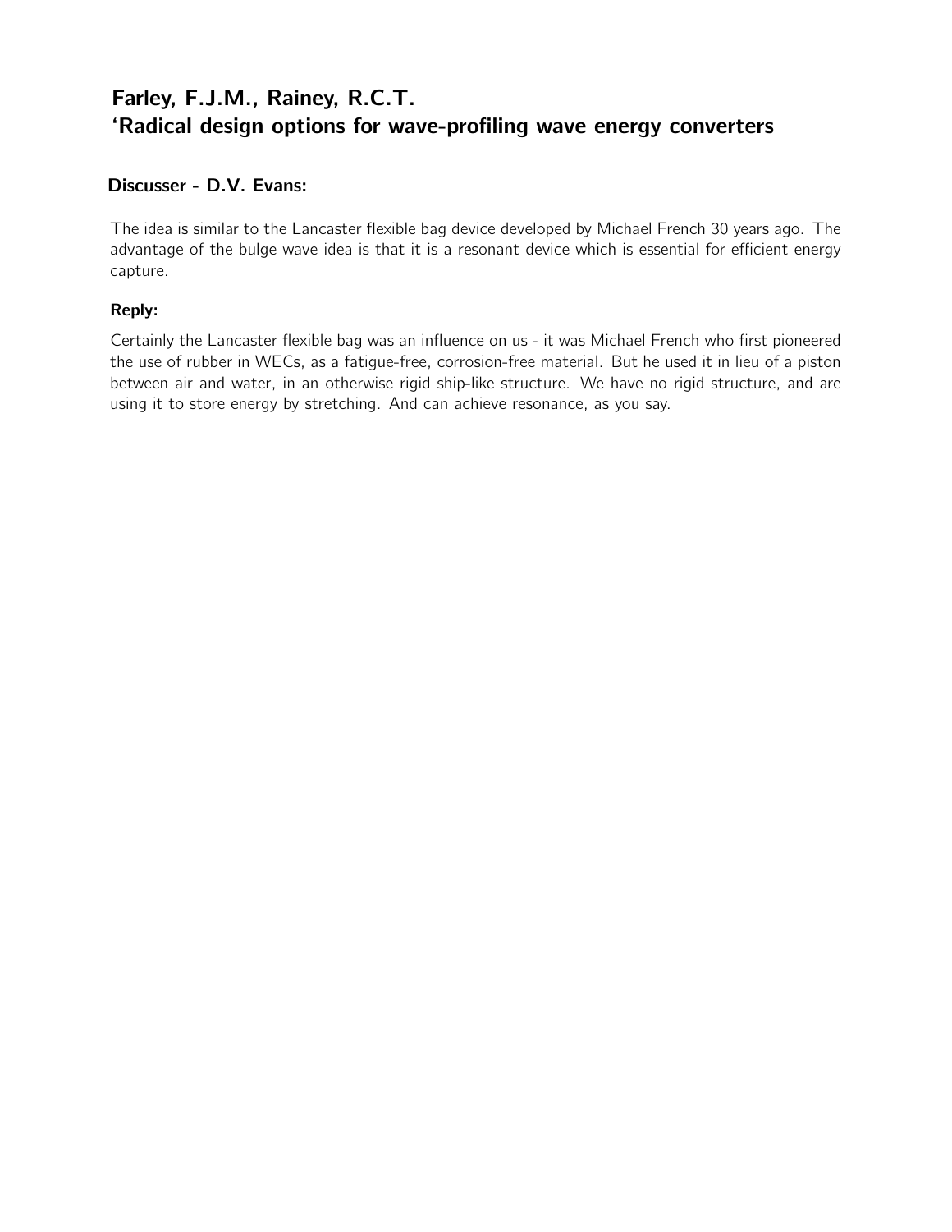## Farley, F.J.M., Rainey, R.C.T.
## ‘Radical design options for wave-profiling wave energy converters

### Discusser - D.V. Evans:

The idea is similar to the Lancaster flexible bag device developed by Michael French 30 years ago. The advantage of the bulge wave idea is that it is a resonant device which is essential for efficient energy capture.

**Reply:**

Certainly the Lancaster flexible bag was an influence on us - it was Michael French who first pioneered the use of rubber in WECs, as a fatigue-free, corrosion-free material. But he used it in lieu of a piston between air and water, in an otherwise rigid ship-like structure. We have no rigid structure, and are using it to store energy by stretching. And can achieve resonance, as you say.